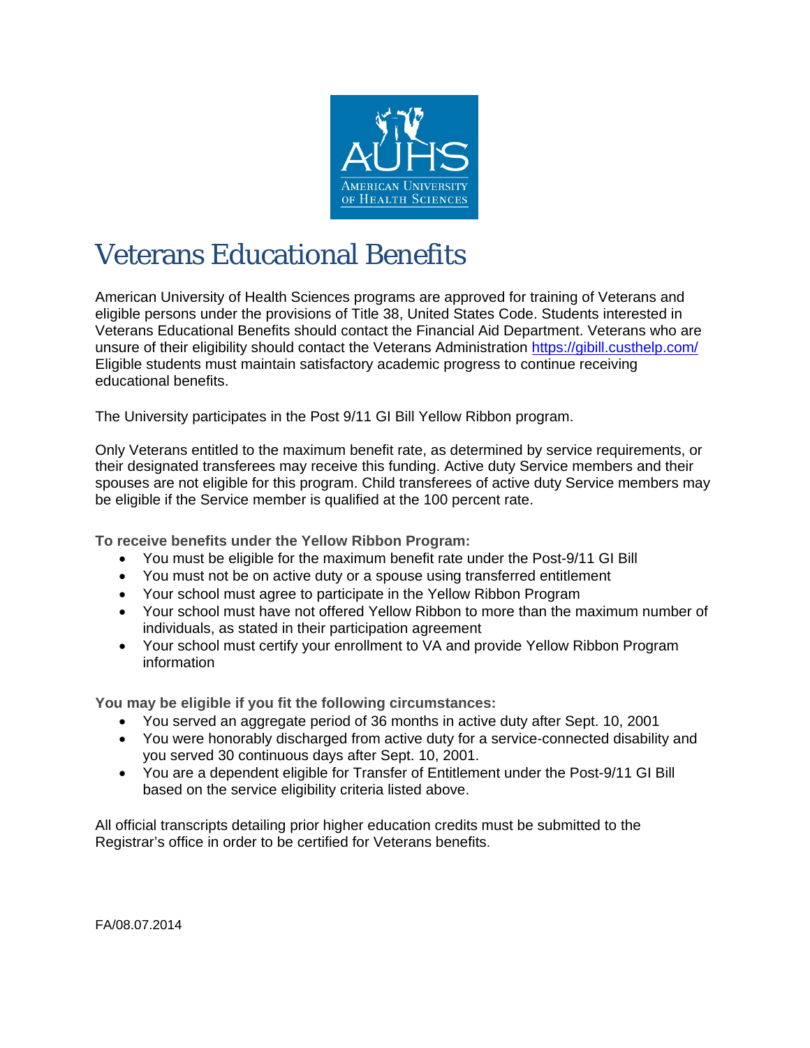# Veterans Educational Benefits

American University of Health Sciences programs are approved for training of Veterans and eligible persons under the provisions of Title 38, United States Code. Students interested in Veterans Educational Benefits should contact the Financial Aid Department. Veterans who are unsure of their eligibility should contact the Veterans Administration https://gibill.custhelp.com/ Eligible students must maintain satisfactory academic progress to continue receiving educational benefits.

The University participates in the Post 9/11 GI Bill Yellow Ribbon program.

Only Veterans entitled to the maximum benefit rate, as determined by service requirements, or their designated transferees may receive this funding. Active duty Service members and their spouses are not eligible for this program. Child transferees of active duty Service members may be eligible if the Service member is qualified at the 100 percent rate.

**To receive benefits under the Yellow Ribbon Program:**

- You must be eligible for the maximum benefit rate under the Post-9/11 GI Bill
- You must not be on active duty or a spouse using transferred entitlement
- Your school must agree to participate in the Yellow Ribbon Program
- Your school must have not offered Yellow Ribbon to more than the maximum number of individuals, as stated in their participation agreement
- Your school must certify your enrollment to VA and provide Yellow Ribbon Program information

**You may be eligible if you fit the following circumstances:**

- You served an aggregate period of 36 months in active duty after Sept. 10, 2001
- You were honorably discharged from active duty for a service-connected disability and you served 30 continuous days after Sept. 10, 2001.
- You are a dependent eligible for Transfer of Entitlement under the Post-9/11 GI Bill based on the service eligibility criteria listed above.

All official transcripts detailing prior higher education credits must be submitted to the Registrar's office in order to be certified for Veterans benefits.

FA/08.07.2014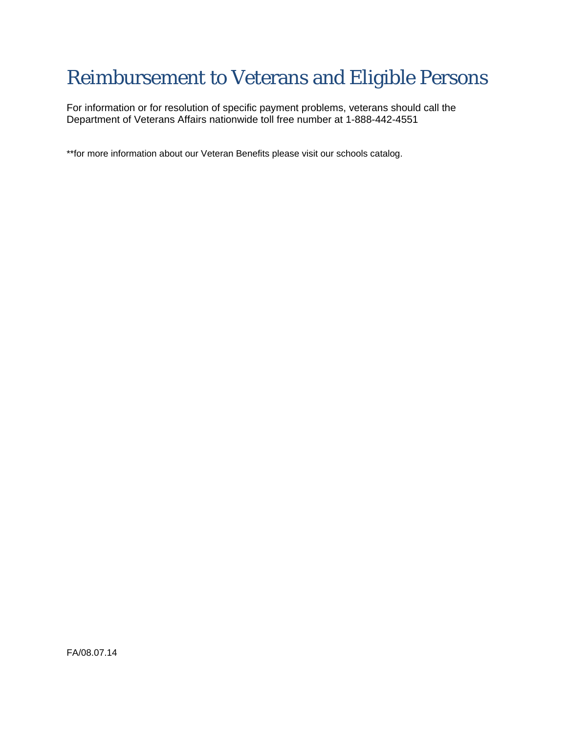# Reimbursement to Veterans and Eligible Persons

For information or for resolution of specific payment problems, veterans should call the Department of Veterans Affairs nationwide toll free number at 1-888-442-4551

**for more information about our Veteran Benefits please visit our schools catalog.

FA/08.07.14